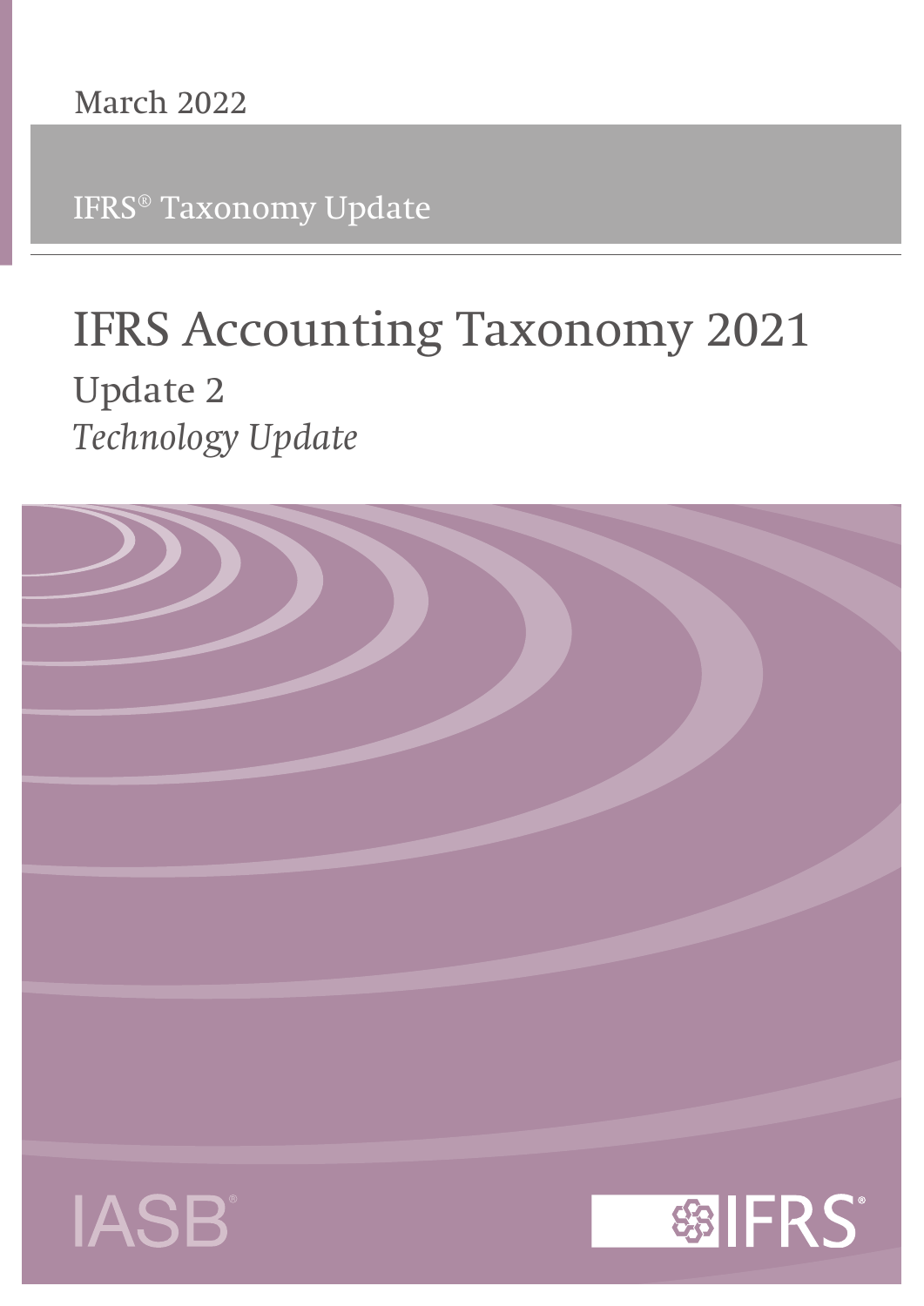March 2022

IFRS® Taxonomy Update

# IFRS Accounting Taxonomy 2021

## Update 2

*Technology Update*

IASB®

IFRS®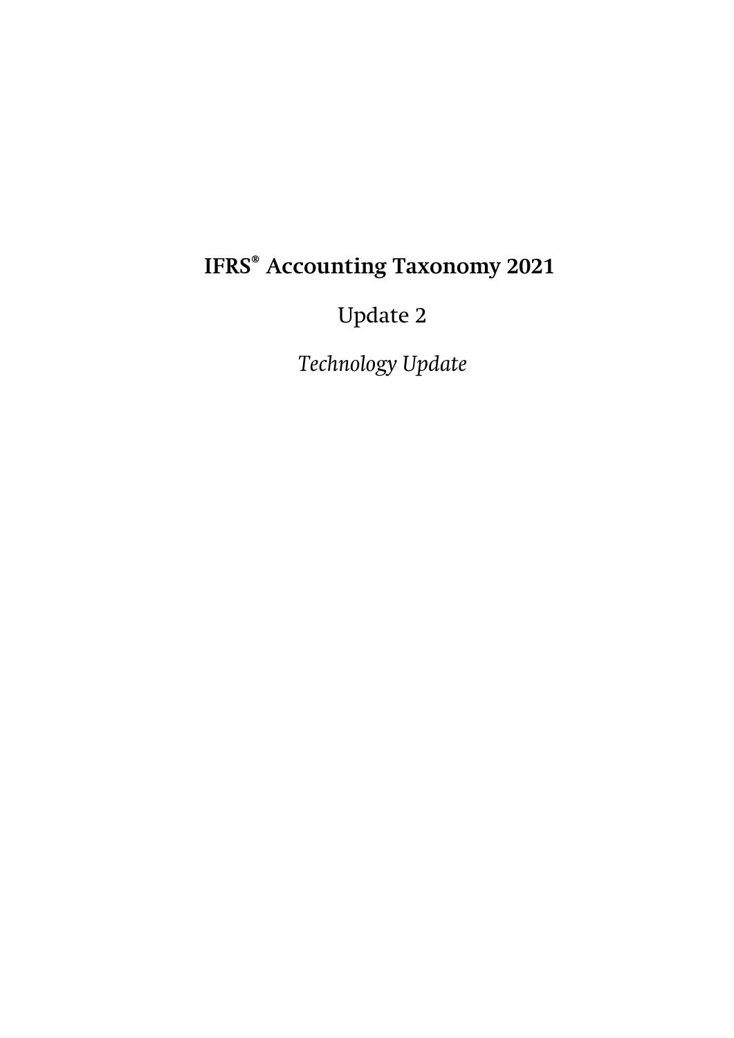# IFRS® Accounting Taxonomy 2021

Update 2

*Technology Update*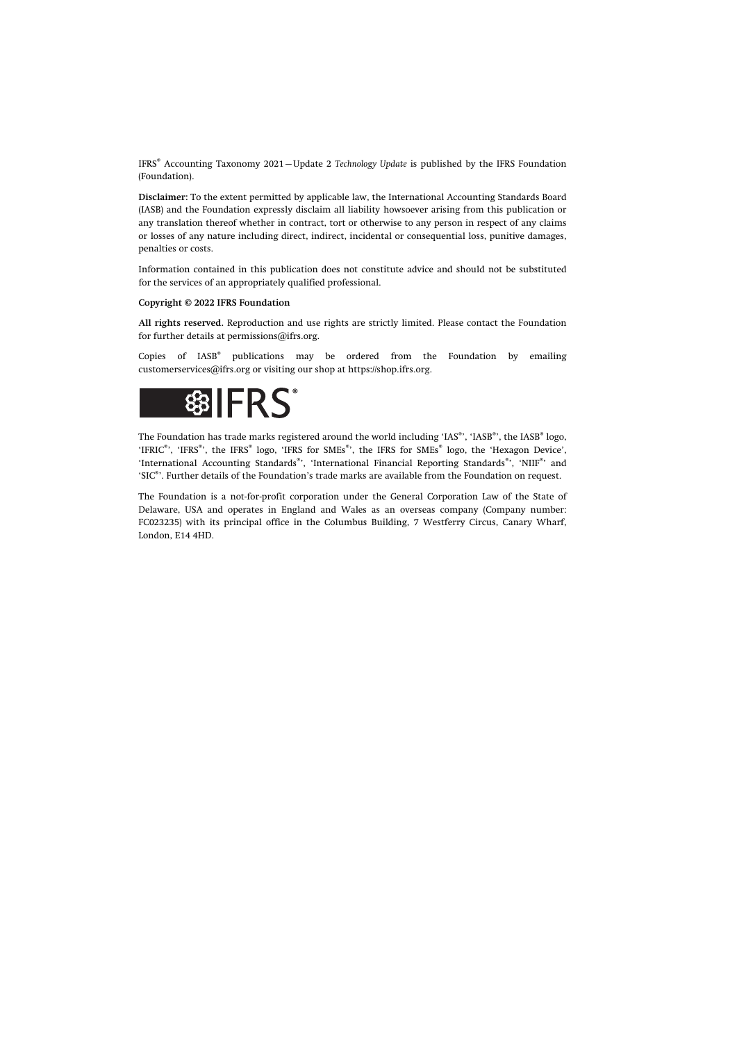IFRS® Accounting Taxonomy 2021—Update 2 *Technology Update* is published by the IFRS Foundation (Foundation).

**Disclaimer:** To the extent permitted by applicable law, the International Accounting Standards Board (IASB) and the Foundation expressly disclaim all liability howsoever arising from this publication or any translation thereof whether in contract, tort or otherwise to any person in respect of any claims or losses of any nature including direct, indirect, incidental or consequential loss, punitive damages, penalties or costs.

Information contained in this publication does not constitute advice and should not be substituted for the services of an appropriately qualified professional.

**Copyright © 2022 IFRS Foundation**

**All rights reserved.** Reproduction and use rights are strictly limited. Please contact the Foundation for further details at permissions@ifrs.org.

Copies of IASB® publications may be ordered from the Foundation by emailing customerservices@ifrs.org or visiting our shop at https://shop.ifrs.org.

The Foundation has trade marks registered around the world including 'IAS®', 'IASB®', the IASB® logo, 'IFRIC®', 'IFRS®', the IFRS® logo, 'IFRS for SMEs®', the IFRS for SMEs® logo, the 'Hexagon Device', 'International Accounting Standards®', 'International Financial Reporting Standards®', 'NIIF®' and 'SIC®'. Further details of the Foundation's trade marks are available from the Foundation on request.

The Foundation is a not-for-profit corporation under the General Corporation Law of the State of Delaware, USA and operates in England and Wales as an overseas company (Company number: FC023235) with its principal office in the Columbus Building, 7 Westferry Circus, Canary Wharf, London, E14 4HD.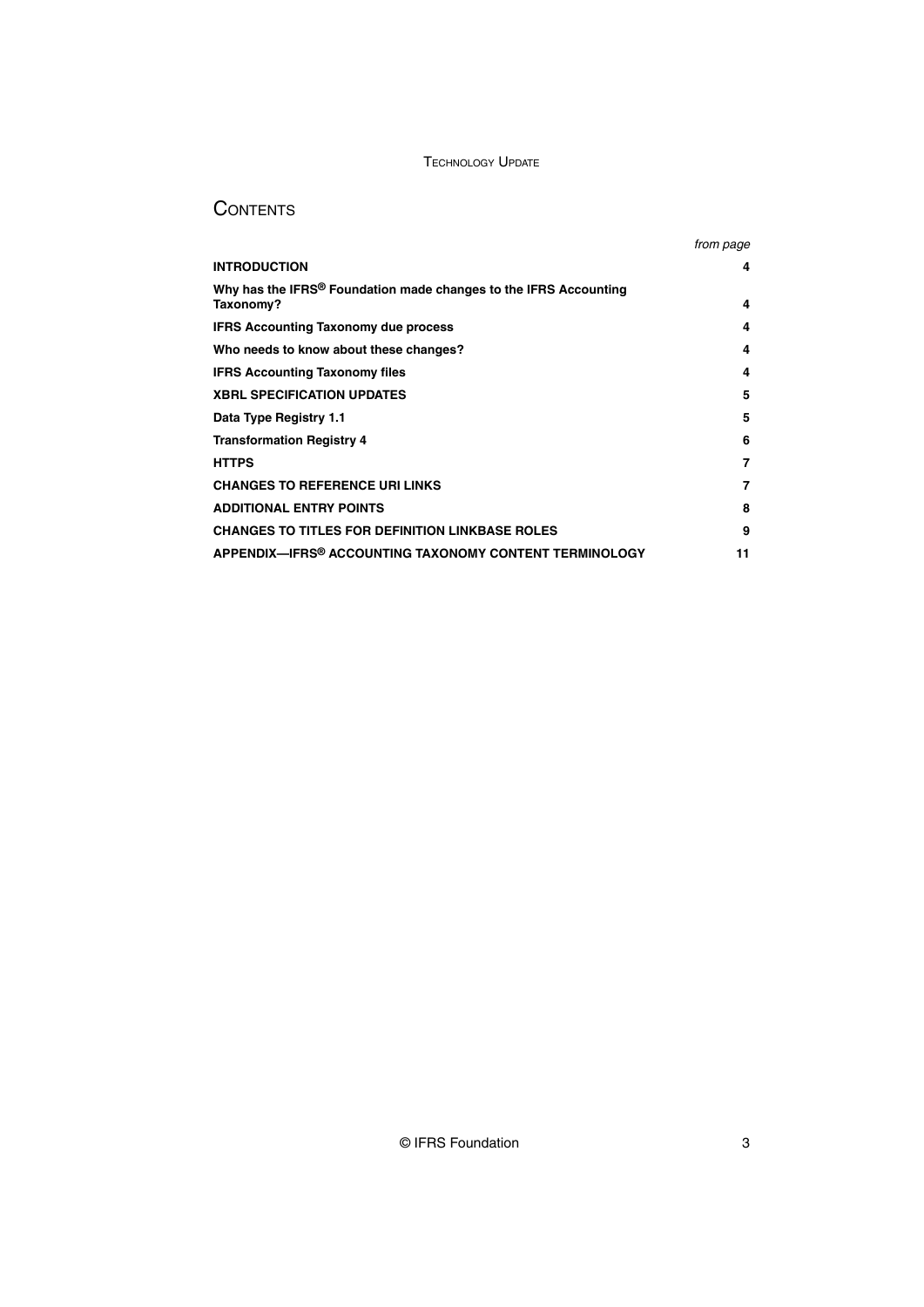# Contents

| | *from page* |
|---|---|
| **INTRODUCTION** | **4** |
| **Why has the IFRS® Foundation made changes to the IFRS Accounting Taxonomy?** | **4** |
| **IFRS Accounting Taxonomy due process** | **4** |
| **Who needs to know about these changes?** | **4** |
| **IFRS Accounting Taxonomy files** | **4** |
| **XBRL SPECIFICATION UPDATES** | **5** |
| **Data Type Registry 1.1** | **5** |
| **Transformation Registry 4** | **6** |
| **HTTPS** | **7** |
| **CHANGES TO REFERENCE URI LINKS** | **7** |
| **ADDITIONAL ENTRY POINTS** | **8** |
| **CHANGES TO TITLES FOR DEFINITION LINKBASE ROLES** | **9** |
| **APPENDIX—IFRS® ACCOUNTING TAXONOMY CONTENT TERMINOLOGY** | **11** |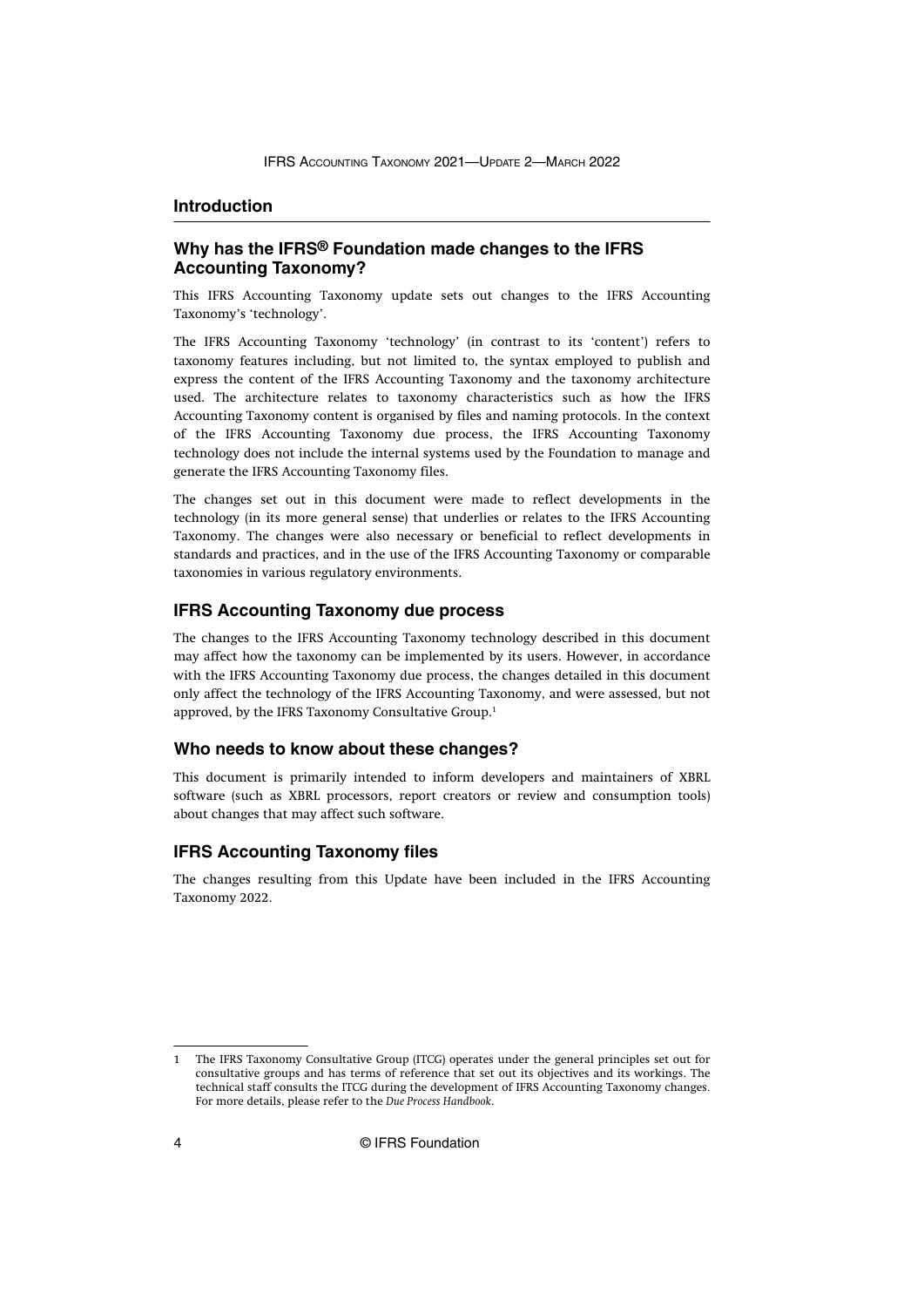## Introduction

### Why has the IFRS® Foundation made changes to the IFRS Accounting Taxonomy?

This IFRS Accounting Taxonomy update sets out changes to the IFRS Accounting Taxonomy's 'technology'.

The IFRS Accounting Taxonomy 'technology' (in contrast to its 'content') refers to taxonomy features including, but not limited to, the syntax employed to publish and express the content of the IFRS Accounting Taxonomy and the taxonomy architecture used. The architecture relates to taxonomy characteristics such as how the IFRS Accounting Taxonomy content is organised by files and naming protocols. In the context of the IFRS Accounting Taxonomy due process, the IFRS Accounting Taxonomy technology does not include the internal systems used by the Foundation to manage and generate the IFRS Accounting Taxonomy files.

The changes set out in this document were made to reflect developments in the technology (in its more general sense) that underlies or relates to the IFRS Accounting Taxonomy. The changes were also necessary or beneficial to reflect developments in standards and practices, and in the use of the IFRS Accounting Taxonomy or comparable taxonomies in various regulatory environments.

### IFRS Accounting Taxonomy due process

The changes to the IFRS Accounting Taxonomy technology described in this document may affect how the taxonomy can be implemented by its users. However, in accordance with the IFRS Accounting Taxonomy due process, the changes detailed in this document only affect the technology of the IFRS Accounting Taxonomy, and were assessed, but not approved, by the IFRS Taxonomy Consultative Group.[1]

### Who needs to know about these changes?

This document is primarily intended to inform developers and maintainers of XBRL software (such as XBRL processors, report creators or review and consumption tools) about changes that may affect such software.

### IFRS Accounting Taxonomy files

The changes resulting from this Update have been included in the IFRS Accounting Taxonomy 2022.

---

1 The IFRS Taxonomy Consultative Group (ITCG) operates under the general principles set out for consultative groups and has terms of reference that set out its objectives and its workings. The technical staff consults the ITCG during the development of IFRS Accounting Taxonomy changes. For more details, please refer to the *Due Process Handbook*.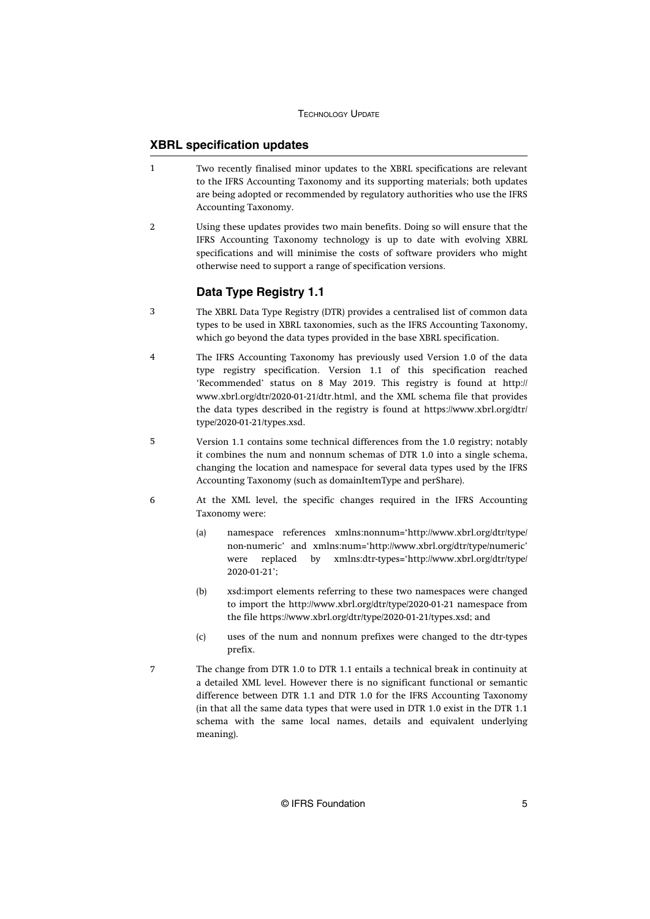## XBRL specification updates

1 Two recently finalised minor updates to the XBRL specifications are relevant to the IFRS Accounting Taxonomy and its supporting materials; both updates are being adopted or recommended by regulatory authorities who use the IFRS Accounting Taxonomy.

2 Using these updates provides two main benefits. Doing so will ensure that the IFRS Accounting Taxonomy technology is up to date with evolving XBRL specifications and will minimise the costs of software providers who might otherwise need to support a range of specification versions.

### Data Type Registry 1.1

3 The XBRL Data Type Registry (DTR) provides a centralised list of common data types to be used in XBRL taxonomies, such as the IFRS Accounting Taxonomy, which go beyond the data types provided in the base XBRL specification.

4 The IFRS Accounting Taxonomy has previously used Version 1.0 of the data type registry specification. Version 1.1 of this specification reached 'Recommended' status on 8 May 2019. This registry is found at http://www.xbrl.org/dtr/2020-01-21/dtr.html, and the XML schema file that provides the data types described in the registry is found at https://www.xbrl.org/dtr/type/2020-01-21/types.xsd.

5 Version 1.1 contains some technical differences from the 1.0 registry; notably it combines the num and nonnum schemas of DTR 1.0 into a single schema, changing the location and namespace for several data types used by the IFRS Accounting Taxonomy (such as domainItemType and perShare).

6 At the XML level, the specific changes required in the IFRS Accounting Taxonomy were:

(a) namespace references xmlns:nonnum='http://www.xbrl.org/dtr/type/non-numeric' and xmlns:num='http://www.xbrl.org/dtr/type/numeric' were replaced by xmlns:dtr-types='http://www.xbrl.org/dtr/type/2020-01-21';

(b) xsd:import elements referring to these two namespaces were changed to import the http://www.xbrl.org/dtr/type/2020-01-21 namespace from the file https://www.xbrl.org/dtr/type/2020-01-21/types.xsd; and

(c) uses of the num and nonnum prefixes were changed to the dtr-types prefix.

7 The change from DTR 1.0 to DTR 1.1 entails a technical break in continuity at a detailed XML level. However there is no significant functional or semantic difference between DTR 1.1 and DTR 1.0 for the IFRS Accounting Taxonomy (in that all the same data types that were used in DTR 1.0 exist in the DTR 1.1 schema with the same local names, details and equivalent underlying meaning).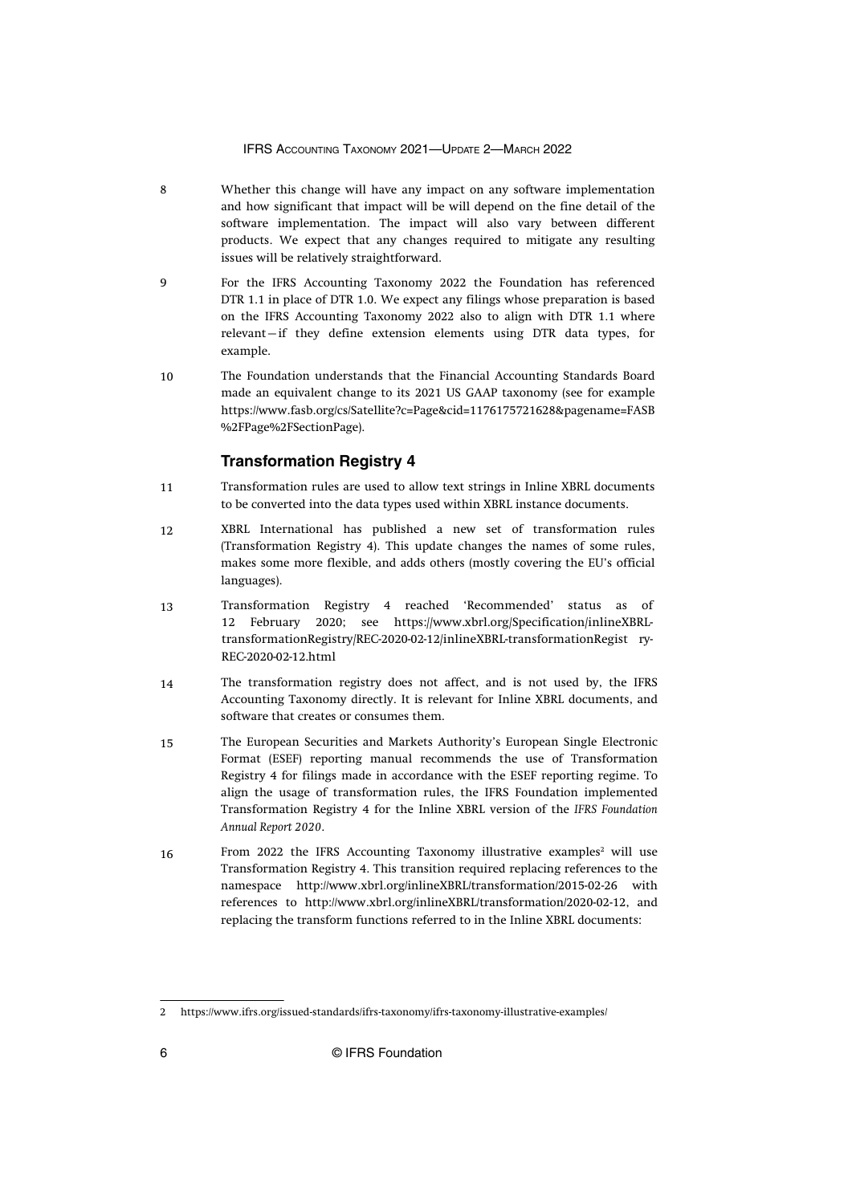8 Whether this change will have any impact on any software implementation and how significant that impact will be will depend on the fine detail of the software implementation. The impact will also vary between different products. We expect that any changes required to mitigate any resulting issues will be relatively straightforward.

9 For the IFRS Accounting Taxonomy 2022 the Foundation has referenced DTR 1.1 in place of DTR 1.0. We expect any filings whose preparation is based on the IFRS Accounting Taxonomy 2022 also to align with DTR 1.1 where relevant—if they define extension elements using DTR data types, for example.

10 The Foundation understands that the Financial Accounting Standards Board made an equivalent change to its 2021 US GAAP taxonomy (see for example https://www.fasb.org/cs/Satellite?c=Page&cid=1176175721628&pagename=FASB%2FPage%2FSectionPage).

## Transformation Registry 4

11 Transformation rules are used to allow text strings in Inline XBRL documents to be converted into the data types used within XBRL instance documents.

12 XBRL International has published a new set of transformation rules (Transformation Registry 4). This update changes the names of some rules, makes some more flexible, and adds others (mostly covering the EU's official languages).

13 Transformation Registry 4 reached 'Recommended' status as of 12 February 2020; see https://www.xbrl.org/Specification/inlineXBRL-transformationRegistry/REC-2020-02-12/inlineXBRL-transformationRegistry-REC-2020-02-12.html

14 The transformation registry does not affect, and is not used by, the IFRS Accounting Taxonomy directly. It is relevant for Inline XBRL documents, and software that creates or consumes them.

15 The European Securities and Markets Authority's European Single Electronic Format (ESEF) reporting manual recommends the use of Transformation Registry 4 for filings made in accordance with the ESEF reporting regime. To align the usage of transformation rules, the IFRS Foundation implemented Transformation Registry 4 for the Inline XBRL version of the *IFRS Foundation Annual Report 2020*.

16 From 2022 the IFRS Accounting Taxonomy illustrative examples[2] will use Transformation Registry 4. This transition required replacing references to the namespace http://www.xbrl.org/inlineXBRL/transformation/2015-02-26 with references to http://www.xbrl.org/inlineXBRL/transformation/2020-02-12, and replacing the transform functions referred to in the Inline XBRL documents:

---

2 https://www.ifrs.org/issued-standards/ifrs-taxonomy/ifrs-taxonomy-illustrative-examples/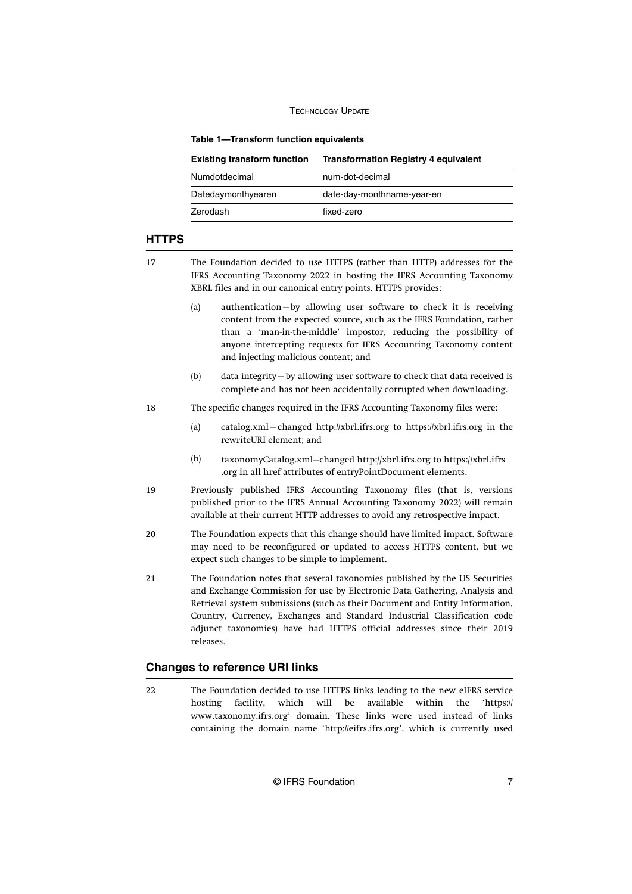**Table 1—Transform function equivalents**

| Existing transform function | Transformation Registry 4 equivalent |
|---|---|
| Numdotdecimal | num-dot-decimal |
| Datedaymonthyearen | date-day-monthname-year-en |
| Zerodash | fixed-zero |

## HTTPS

17 The Foundation decided to use HTTPS (rather than HTTP) addresses for the IFRS Accounting Taxonomy 2022 in hosting the IFRS Accounting Taxonomy XBRL files and in our canonical entry points. HTTPS provides:

(a) authentication—by allowing user software to check it is receiving content from the expected source, such as the IFRS Foundation, rather than a 'man-in-the-middle' impostor, reducing the possibility of anyone intercepting requests for IFRS Accounting Taxonomy content and injecting malicious content; and

(b) data integrity—by allowing user software to check that data received is complete and has not been accidentally corrupted when downloading.

18 The specific changes required in the IFRS Accounting Taxonomy files were:

(a) catalog.xml—changed http://xbrl.ifrs.org to https://xbrl.ifrs.org in the rewriteURI element; and

(b) taxonomyCatalog.xml—changed http://xbrl.ifrs.org to https://xbrl.ifrs.org in all href attributes of entryPointDocument elements.

19 Previously published IFRS Accounting Taxonomy files (that is, versions published prior to the IFRS Annual Accounting Taxonomy 2022) will remain available at their current HTTP addresses to avoid any retrospective impact.

20 The Foundation expects that this change should have limited impact. Software may need to be reconfigured or updated to access HTTPS content, but we expect such changes to be simple to implement.

21 The Foundation notes that several taxonomies published by the US Securities and Exchange Commission for use by Electronic Data Gathering, Analysis and Retrieval system submissions (such as their Document and Entity Information, Country, Currency, Exchanges and Standard Industrial Classification code adjunct taxonomies) have had HTTPS official addresses since their 2019 releases.

## Changes to reference URI links

22 The Foundation decided to use HTTPS links leading to the new eIFRS service hosting facility, which will be available within the 'https://www.taxonomy.ifrs.org' domain. These links were used instead of links containing the domain name 'http://eifrs.ifrs.org', which is currently used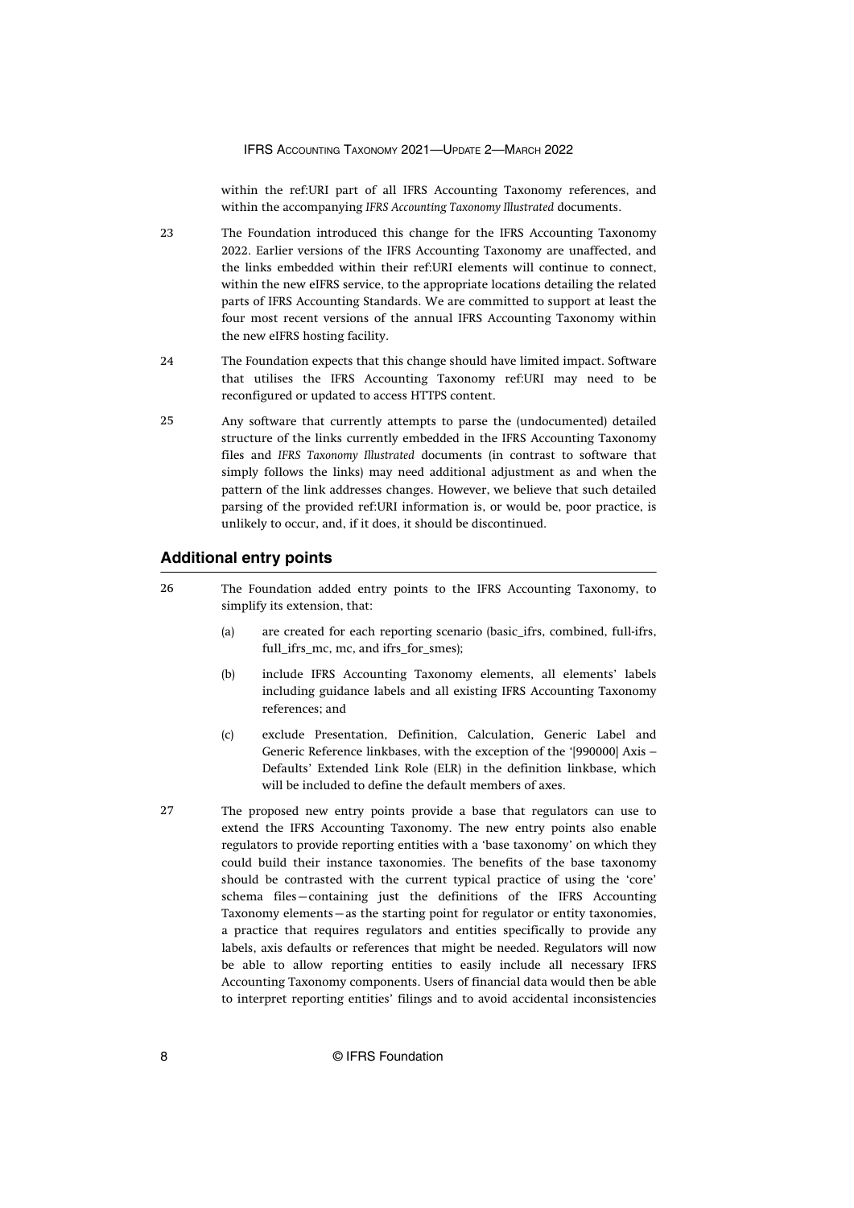within the ref:URI part of all IFRS Accounting Taxonomy references, and within the accompanying *IFRS Accounting Taxonomy Illustrated* documents.

23 The Foundation introduced this change for the IFRS Accounting Taxonomy 2022. Earlier versions of the IFRS Accounting Taxonomy are unaffected, and the links embedded within their ref:URI elements will continue to connect, within the new eIFRS service, to the appropriate locations detailing the related parts of IFRS Accounting Standards. We are committed to support at least the four most recent versions of the annual IFRS Accounting Taxonomy within the new eIFRS hosting facility.

24 The Foundation expects that this change should have limited impact. Software that utilises the IFRS Accounting Taxonomy ref:URI may need to be reconfigured or updated to access HTTPS content.

25 Any software that currently attempts to parse the (undocumented) detailed structure of the links currently embedded in the IFRS Accounting Taxonomy files and *IFRS Taxonomy Illustrated* documents (in contrast to software that simply follows the links) may need additional adjustment as and when the pattern of the link addresses changes. However, we believe that such detailed parsing of the provided ref:URI information is, or would be, poor practice, is unlikely to occur, and, if it does, it should be discontinued.

## Additional entry points

26 The Foundation added entry points to the IFRS Accounting Taxonomy, to simplify its extension, that:

(a) are created for each reporting scenario (basic_ifrs, combined, full-ifrs, full_ifrs_mc, mc, and ifrs_for_smes);

(b) include IFRS Accounting Taxonomy elements, all elements' labels including guidance labels and all existing IFRS Accounting Taxonomy references; and

(c) exclude Presentation, Definition, Calculation, Generic Label and Generic Reference linkbases, with the exception of the '[990000] Axis – Defaults' Extended Link Role (ELR) in the definition linkbase, which will be included to define the default members of axes.

27 The proposed new entry points provide a base that regulators can use to extend the IFRS Accounting Taxonomy. The new entry points also enable regulators to provide reporting entities with a 'base taxonomy' on which they could build their instance taxonomies. The benefits of the base taxonomy should be contrasted with the current typical practice of using the 'core' schema files—containing just the definitions of the IFRS Accounting Taxonomy elements—as the starting point for regulator or entity taxonomies, a practice that requires regulators and entities specifically to provide any labels, axis defaults or references that might be needed. Regulators will now be able to allow reporting entities to easily include all necessary IFRS Accounting Taxonomy components. Users of financial data would then be able to interpret reporting entities' filings and to avoid accidental inconsistencies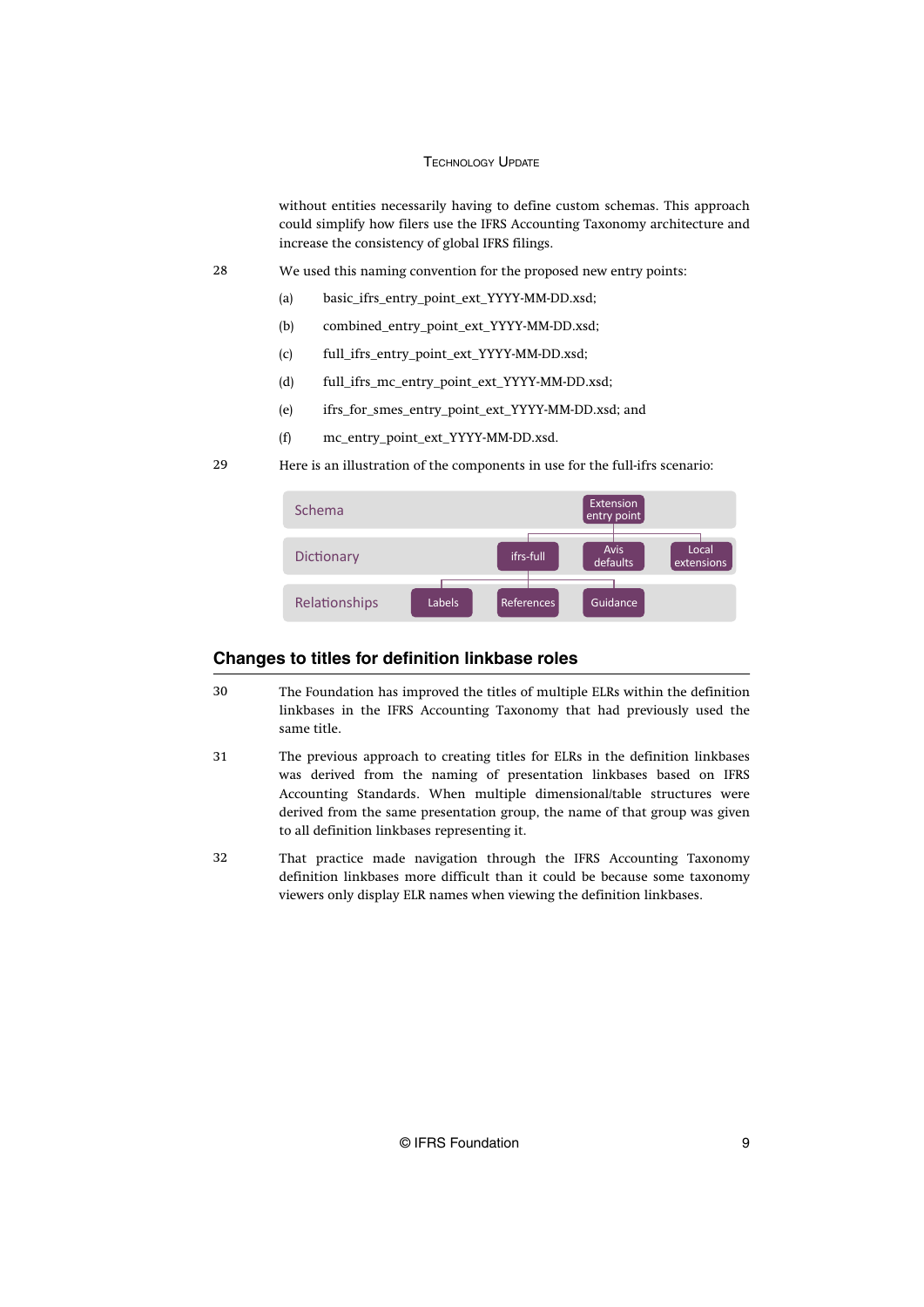without entities necessarily having to define custom schemas. This approach could simplify how filers use the IFRS Accounting Taxonomy architecture and increase the consistency of global IFRS filings.

28 We used this naming convention for the proposed new entry points:

(a) basic_ifrs_entry_point_ext_YYYY-MM-DD.xsd;

(b) combined_entry_point_ext_YYYY-MM-DD.xsd;

(c) full_ifrs_entry_point_ext_YYYY-MM-DD.xsd;

(d) full_ifrs_mc_entry_point_ext_YYYY-MM-DD.xsd;

(e) ifrs_for_smes_entry_point_ext_YYYY-MM-DD.xsd; and

(f) mc_entry_point_ext_YYYY-MM-DD.xsd.

29 Here is an illustration of the components in use for the full-ifrs scenario:

| Layer | Components |
|---|---|
| Schema | Extension entry point |
| Dictionary | ifrs-full, Avis defaults, Local extensions |
| Relationships | Labels, References, Guidance |

## Changes to titles for definition linkbase roles

30 The Foundation has improved the titles of multiple ELRs within the definition linkbases in the IFRS Accounting Taxonomy that had previously used the same title.

31 The previous approach to creating titles for ELRs in the definition linkbases was derived from the naming of presentation linkbases based on IFRS Accounting Standards. When multiple dimensional/table structures were derived from the same presentation group, the name of that group was given to all definition linkbases representing it.

32 That practice made navigation through the IFRS Accounting Taxonomy definition linkbases more difficult than it could be because some taxonomy viewers only display ELR names when viewing the definition linkbases.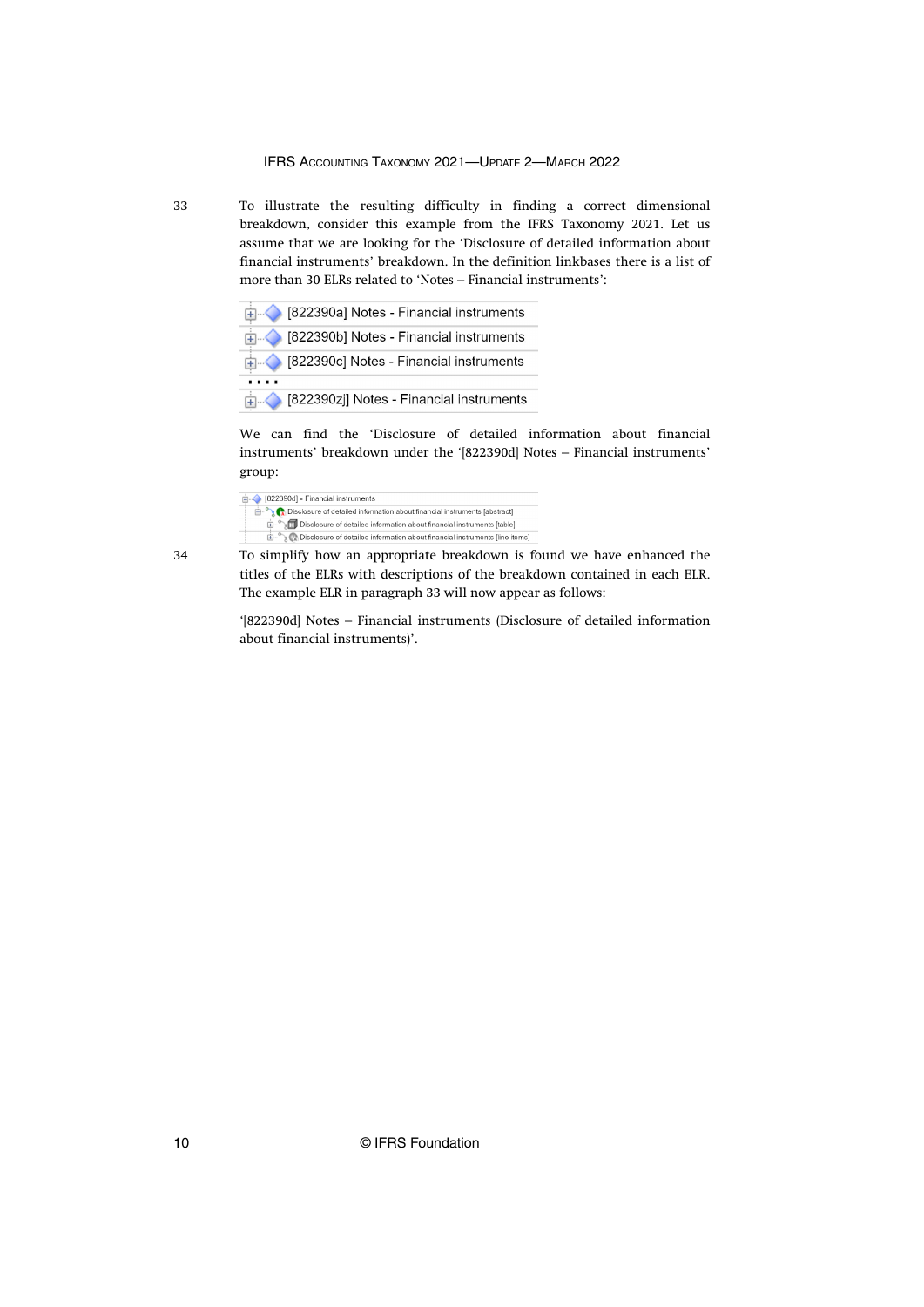33 To illustrate the resulting difficulty in finding a correct dimensional breakdown, consider this example from the IFRS Taxonomy 2021. Let us assume that we are looking for the 'Disclosure of detailed information about financial instruments' breakdown. In the definition linkbases there is a list of more than 30 ELRs related to 'Notes – Financial instruments':

[822390a] Notes - Financial instruments
[822390b] Notes - Financial instruments
[822390c] Notes - Financial instruments
....
[822390zj] Notes - Financial instruments

We can find the 'Disclosure of detailed information about financial instruments' breakdown under the '[822390d] Notes – Financial instruments' group:

[822390d] - Financial instruments
Disclosure of detailed information about financial instruments [abstract]
Disclosure of detailed information about financial instruments [table]
Disclosure of detailed information about financial instruments [line items]

34 To simplify how an appropriate breakdown is found we have enhanced the titles of the ELRs with descriptions of the breakdown contained in each ELR. The example ELR in paragraph 33 will now appear as follows:

'[822390d] Notes – Financial instruments (Disclosure of detailed information about financial instruments)'.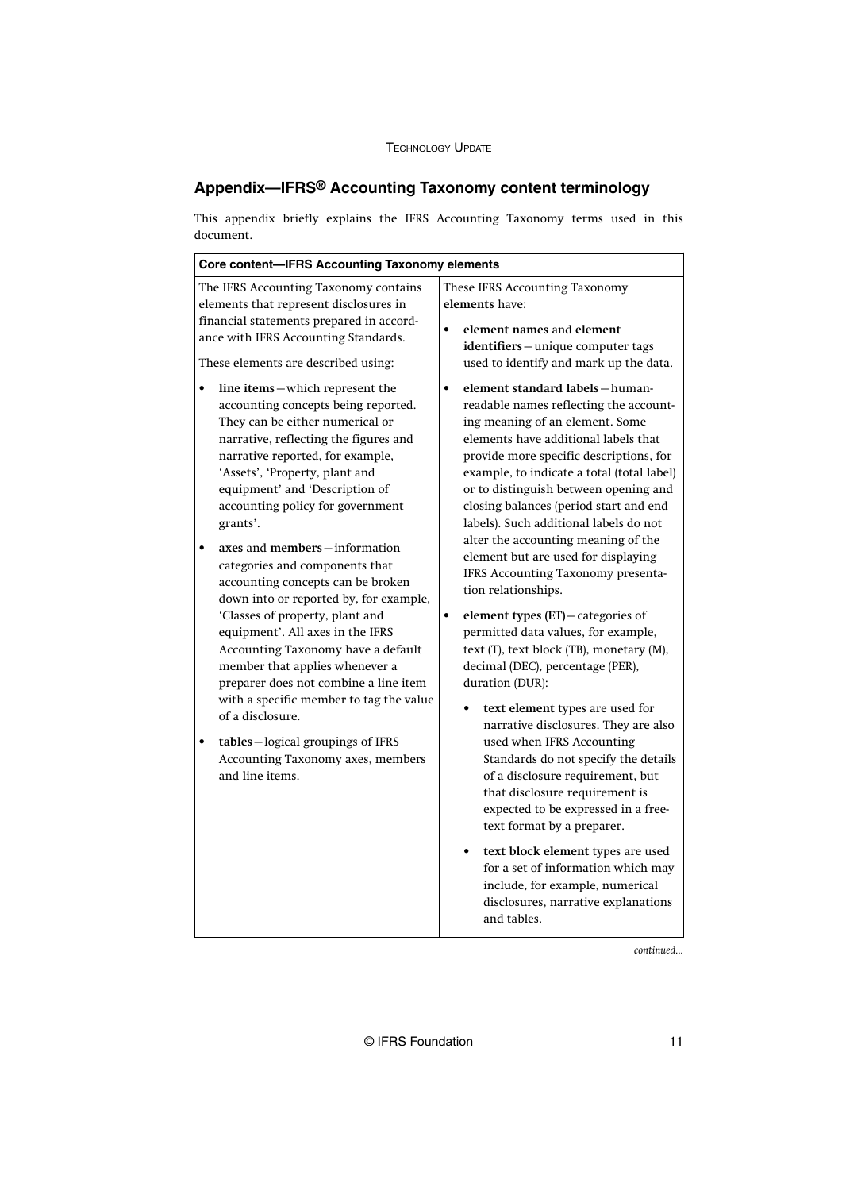## Appendix—IFRS® Accounting Taxonomy content terminology

This appendix briefly explains the IFRS Accounting Taxonomy terms used in this document.

**Core content—IFRS Accounting Taxonomy elements**

The IFRS Accounting Taxonomy contains elements that represent disclosures in financial statements prepared in accordance with IFRS Accounting Standards.

These elements are described using:

- **line items**—which represent the accounting concepts being reported. They can be either numerical or narrative, reflecting the figures and narrative reported, for example, 'Assets', 'Property, plant and equipment' and 'Description of accounting policy for government grants'.
- **axes** and **members**—information categories and components that accounting concepts can be broken down into or reported by, for example, 'Classes of property, plant and equipment'. All axes in the IFRS Accounting Taxonomy have a default member that applies whenever a preparer does not combine a line item with a specific member to tag the value of a disclosure.
- **tables**—logical groupings of IFRS Accounting Taxonomy axes, members and line items.

These IFRS Accounting Taxonomy **elements** have:

- **element names** and **element identifiers**—unique computer tags used to identify and mark up the data.
- **element standard labels**—human-readable names reflecting the accounting meaning of an element. Some elements have additional labels that provide more specific descriptions, for example, to indicate a total (total label) or to distinguish between opening and closing balances (period start and end labels). Such additional labels do not alter the accounting meaning of the element but are used for displaying IFRS Accounting Taxonomy presentation relationships.
- **element types (ET)**—categories of permitted data values, for example, text (T), text block (TB), monetary (M), decimal (DEC), percentage (PER), duration (DUR):
  - **text element** types are used for narrative disclosures. They are also used when IFRS Accounting Standards do not specify the details of a disclosure requirement, but that disclosure requirement is expected to be expressed in a free-text format by a preparer.
  - **text block element** types are used for a set of information which may include, for example, numerical disclosures, narrative explanations and tables.

*continued...*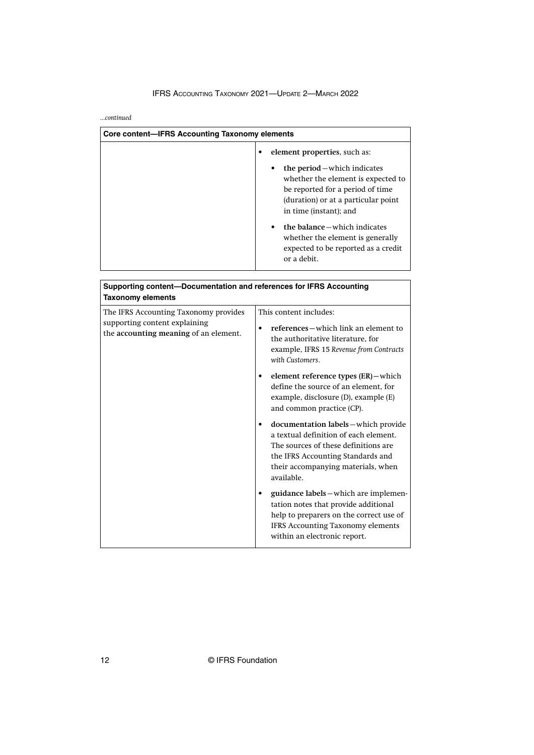*...continued*

| Core content—IFRS Accounting Taxonomy elements | |
|---|---|
| | • **element properties**, such as:<br>  • **the period**—which indicates whether the element is expected to be reported for a period of time (duration) or at a particular point in time (instant); and<br>  • **the balance**—which indicates whether the element is generally expected to be reported as a credit or a debit. |

| Supporting content—Documentation and references for IFRS Accounting Taxonomy elements | |
|---|---|
| The IFRS Accounting Taxonomy provides supporting content explaining the **accounting meaning** of an element. | This content includes:<br>• **references**—which link an element to the authoritative literature, for example, IFRS 15 *Revenue from Contracts with Customers*.<br>• **element reference types (ER)**—which define the source of an element, for example, disclosure (D), example (E) and common practice (CP).<br>• **documentation labels**—which provide a textual definition of each element. The sources of these definitions are the IFRS Accounting Standards and their accompanying materials, when available.<br>• **guidance labels**—which are implementation notes that provide additional help to preparers on the correct use of IFRS Accounting Taxonomy elements within an electronic report. |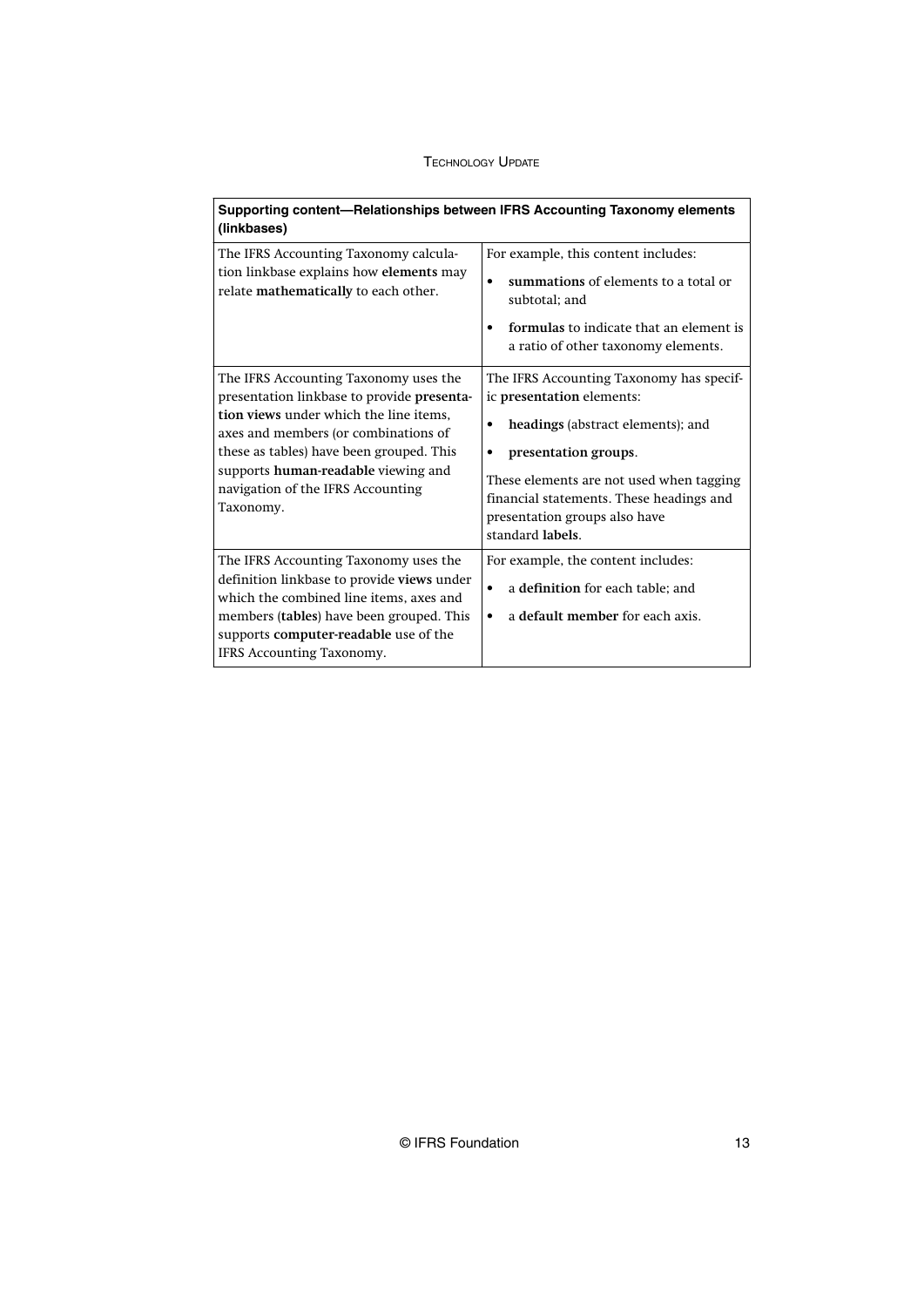| **Supporting content—Relationships between IFRS Accounting Taxonomy elements (linkbases)** | |
|---|---|
| The IFRS Accounting Taxonomy calculation linkbase explains how **elements** may relate **mathematically** to each other. | For example, this content includes:<br>• **summations** of elements to a total or subtotal; and<br>• **formulas** to indicate that an element is a ratio of other taxonomy elements. |
| The IFRS Accounting Taxonomy uses the presentation linkbase to provide **presentation views** under which the line items, axes and members (or combinations of these as tables) have been grouped. This supports **human-readable** viewing and navigation of the IFRS Accounting Taxonomy. | The IFRS Accounting Taxonomy has specific **presentation** elements:<br>• **headings** (abstract elements); and<br>• **presentation groups**.<br>These elements are not used when tagging financial statements. These headings and presentation groups also have standard **labels**. |
| The IFRS Accounting Taxonomy uses the definition linkbase to provide **views** under which the combined line items, axes and members (**tables**) have been grouped. This supports **computer-readable** use of the IFRS Accounting Taxonomy. | For example, the content includes:<br>• a **definition** for each table; and<br>• a **default member** for each axis. |